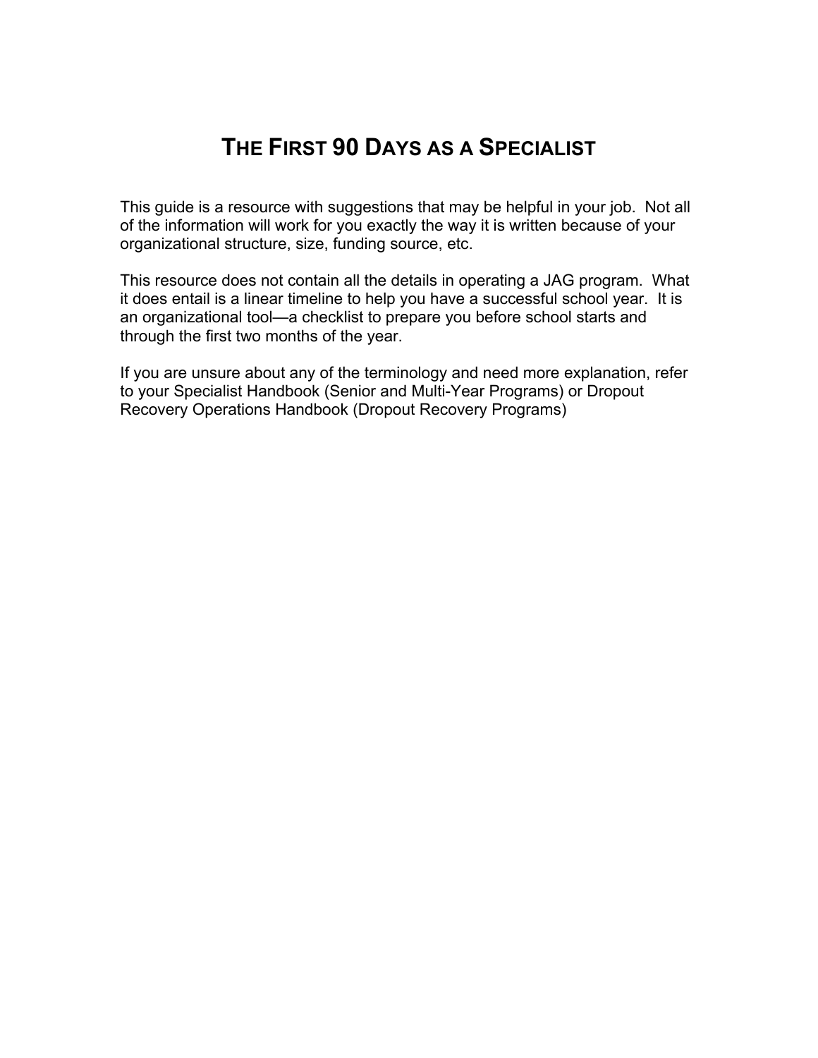# THE FIRST 90 DAYS AS A SPECIALIST

This guide is a resource with suggestions that may be helpful in your job. Not all of the information will work for you exactly the way it is written because of your organizational structure, size, funding source, etc.

This resource does not contain all the details in operating a JAG program. What it does entail is a linear timeline to help you have a successful school year. It is an organizational tool—a checklist to prepare you before school starts and through the first two months of the year.

If you are unsure about any of the terminology and need more explanation, refer to your Specialist Handbook (Senior and Multi-Year Programs) or Dropout Recovery Operations Handbook (Dropout Recovery Programs)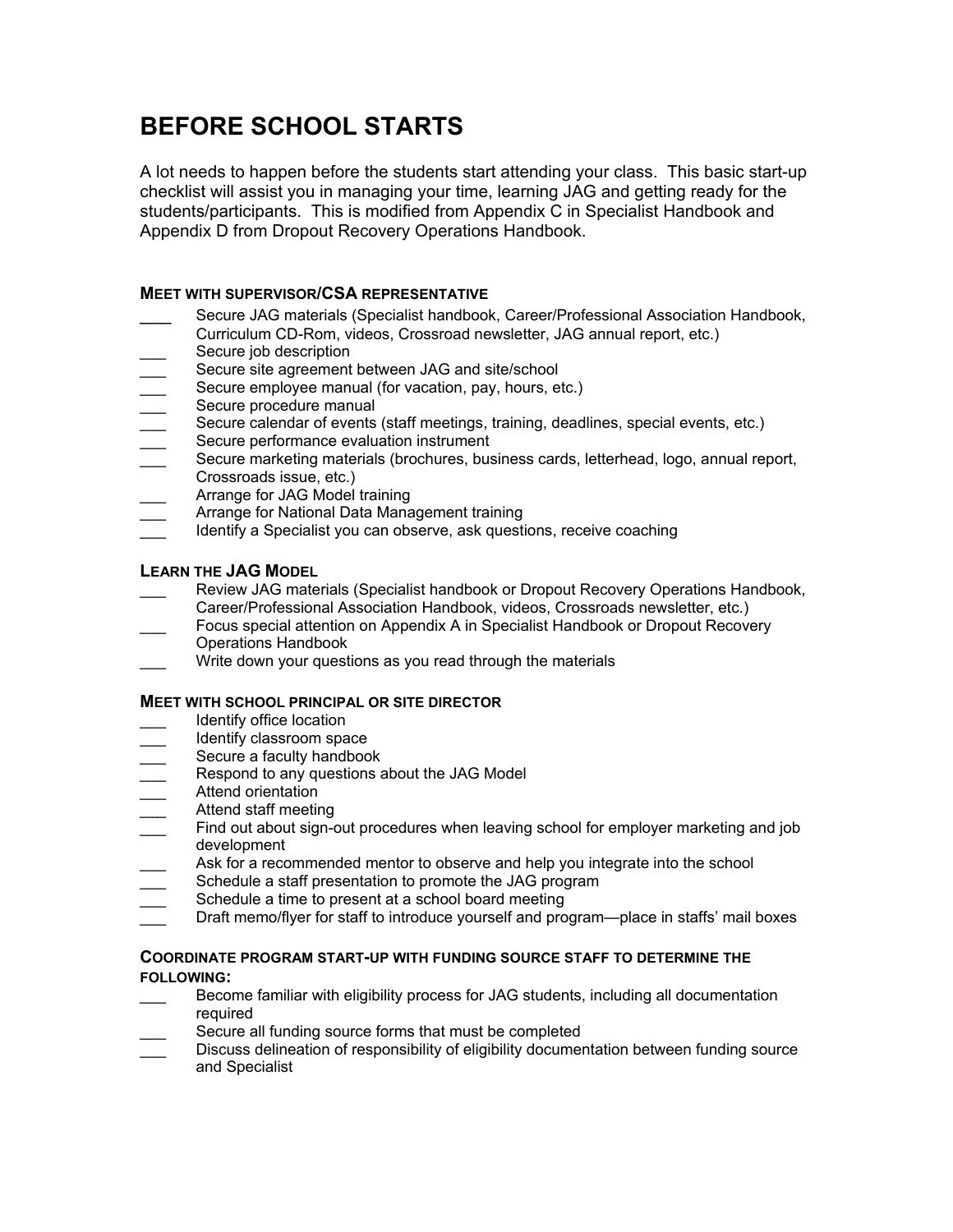# BEFORE SCHOOL STARTS

A lot needs to happen before the students start attending your class. This basic start-up checklist will assist you in managing your time, learning JAG and getting ready for the students/participants. This is modified from Appendix C in Specialist Handbook and Appendix D from Dropout Recovery Operations Handbook.

### MEET WITH SUPERVISOR/CSA REPRESENTATIVE

- ___ Secure JAG materials (Specialist handbook, Career/Professional Association Handbook, Curriculum CD-Rom, videos, Crossroad newsletter, JAG annual report, etc.)
- ___ Secure job description
- ___ Secure site agreement between JAG and site/school
- ___ Secure employee manual (for vacation, pay, hours, etc.)
- ___ Secure procedure manual
- ___ Secure calendar of events (staff meetings, training, deadlines, special events, etc.)
- ___ Secure performance evaluation instrument
- ___ Secure marketing materials (brochures, business cards, letterhead, logo, annual report, Crossroads issue, etc.)
- ___ Arrange for JAG Model training
- ___ Arrange for National Data Management training
- ___ Identify a Specialist you can observe, ask questions, receive coaching

### LEARN THE JAG MODEL

- ___ Review JAG materials (Specialist handbook or Dropout Recovery Operations Handbook, Career/Professional Association Handbook, videos, Crossroads newsletter, etc.)
- ___ Focus special attention on Appendix A in Specialist Handbook or Dropout Recovery Operations Handbook
- ___ Write down your questions as you read through the materials

### MEET WITH SCHOOL PRINCIPAL OR SITE DIRECTOR

- ___ Identify office location
- ___ Identify classroom space
- ___ Secure a faculty handbook
- ___ Respond to any questions about the JAG Model
- ___ Attend orientation
- ___ Attend staff meeting
- ___ Find out about sign-out procedures when leaving school for employer marketing and job development
- ___ Ask for a recommended mentor to observe and help you integrate into the school
- ___ Schedule a staff presentation to promote the JAG program
- ___ Schedule a time to present at a school board meeting
- ___ Draft memo/flyer for staff to introduce yourself and program—place in staffs' mail boxes

### COORDINATE PROGRAM START-UP WITH FUNDING SOURCE STAFF TO DETERMINE THE FOLLOWING:

- ___ Become familiar with eligibility process for JAG students, including all documentation required
- ___ Secure all funding source forms that must be completed
- ___ Discuss delineation of responsibility of eligibility documentation between funding source and Specialist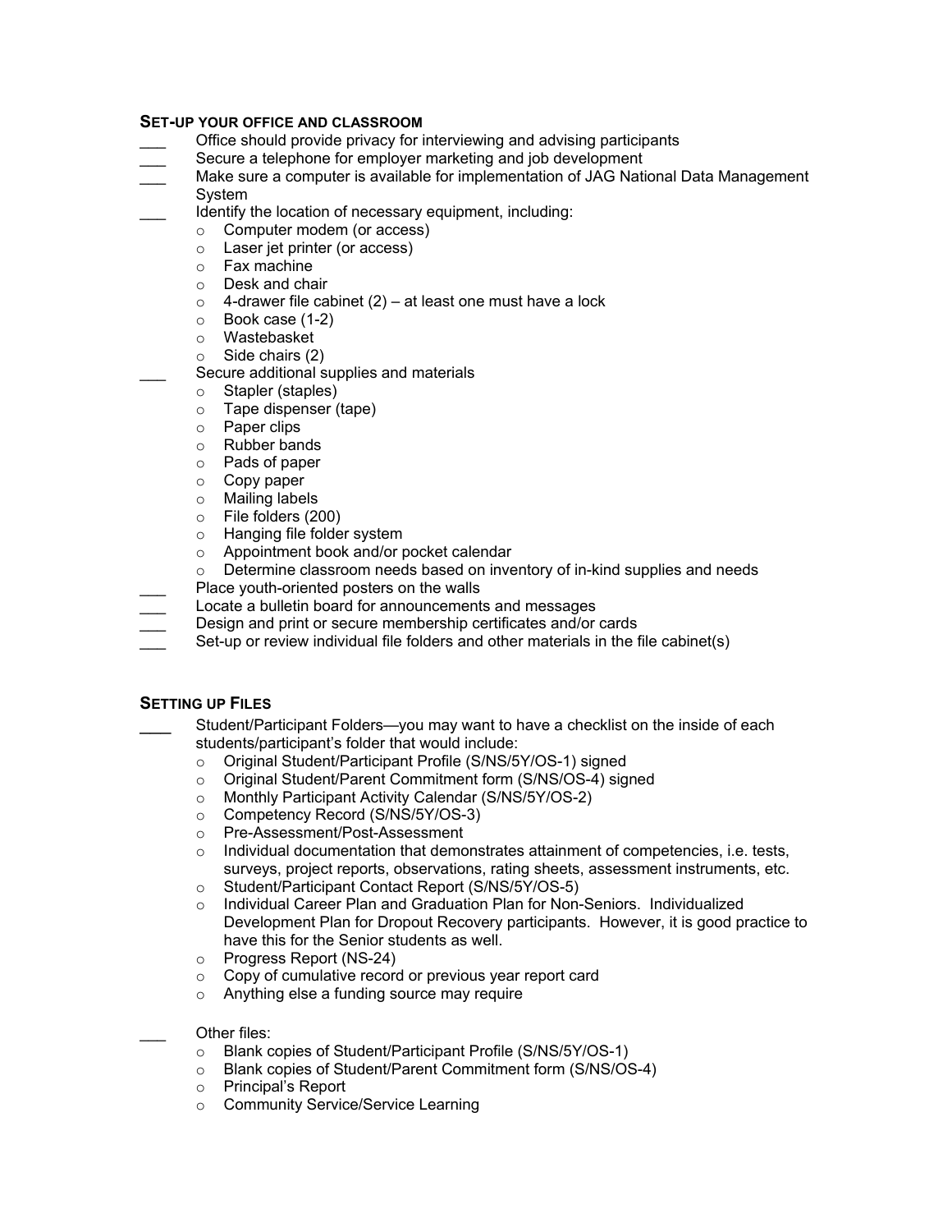### SET-UP YOUR OFFICE AND CLASSROOM

___ Office should provide privacy for interviewing and advising participants

___ Secure a telephone for employer marketing and job development

___ Make sure a computer is available for implementation of JAG National Data Management System

___ Identify the location of necessary equipment, including:

- Computer modem (or access)
- Laser jet printer (or access)
- Fax machine
- Desk and chair
- 4-drawer file cabinet (2) – at least one must have a lock
- Book case (1-2)
- Wastebasket
- Side chairs (2)

___ Secure additional supplies and materials

- Stapler (staples)
- Tape dispenser (tape)
- Paper clips
- Rubber bands
- Pads of paper
- Copy paper
- Mailing labels
- File folders (200)
- Hanging file folder system
- Appointment book and/or pocket calendar
- Determine classroom needs based on inventory of in-kind supplies and needs

___ Place youth-oriented posters on the walls

___ Locate a bulletin board for announcements and messages

___ Design and print or secure membership certificates and/or cards

___ Set-up or review individual file folders and other materials in the file cabinet(s)

### SETTING UP FILES

___ Student/Participant Folders—you may want to have a checklist on the inside of each students/participant's folder that would include:

- Original Student/Participant Profile (S/NS/5Y/OS-1) signed
- Original Student/Parent Commitment form (S/NS/OS-4) signed
- Monthly Participant Activity Calendar (S/NS/5Y/OS-2)
- Competency Record (S/NS/5Y/OS-3)
- Pre-Assessment/Post-Assessment
- Individual documentation that demonstrates attainment of competencies, i.e. tests, surveys, project reports, observations, rating sheets, assessment instruments, etc.
- Student/Participant Contact Report (S/NS/5Y/OS-5)
- Individual Career Plan and Graduation Plan for Non-Seniors. Individualized Development Plan for Dropout Recovery participants. However, it is good practice to have this for the Senior students as well.
- Progress Report (NS-24)
- Copy of cumulative record or previous year report card
- Anything else a funding source may require

___ Other files:

- Blank copies of Student/Participant Profile (S/NS/5Y/OS-1)
- Blank copies of Student/Parent Commitment form (S/NS/OS-4)
- Principal's Report
- Community Service/Service Learning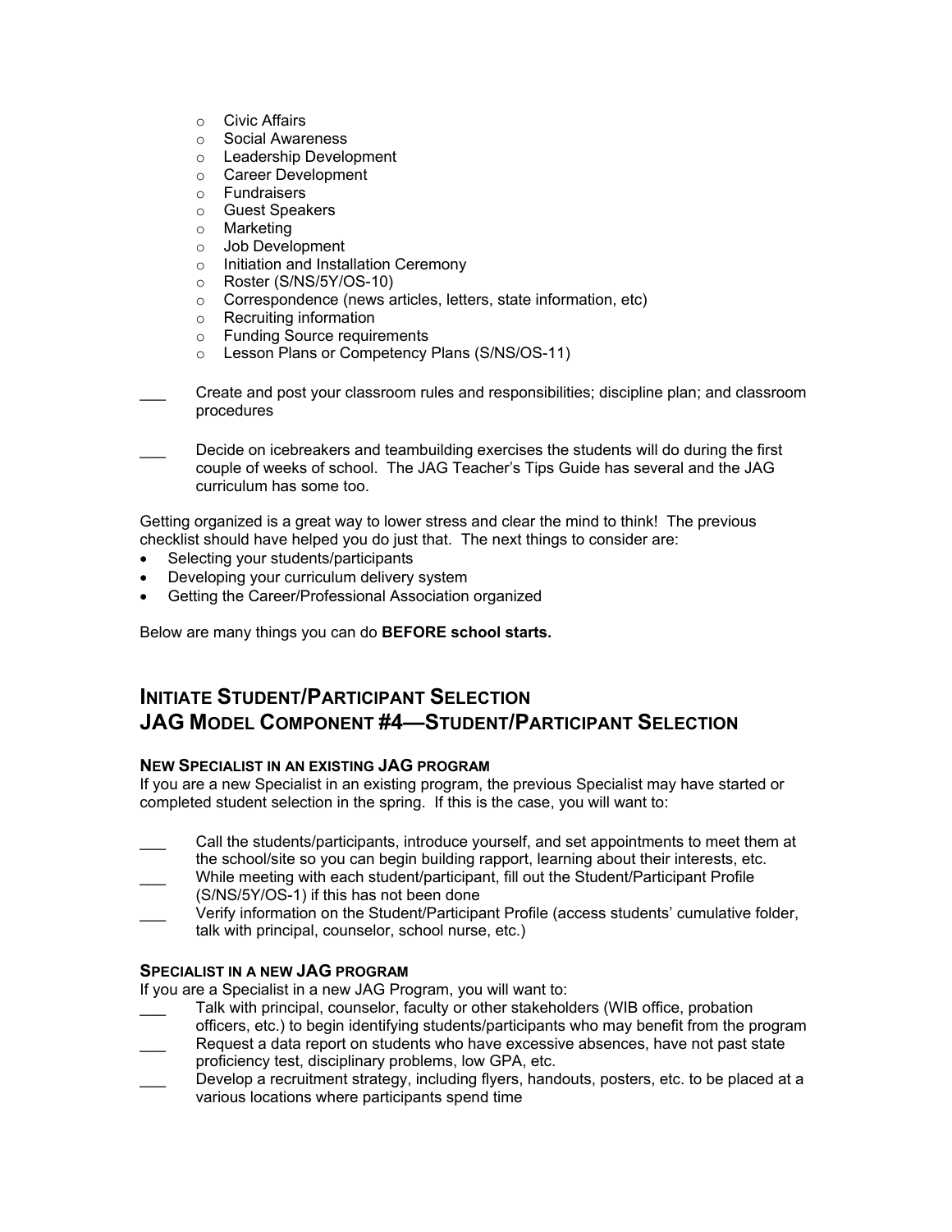- Civic Affairs
- Social Awareness
- Leadership Development
- Career Development
- Fundraisers
- Guest Speakers
- Marketing
- Job Development
- Initiation and Installation Ceremony
- Roster (S/NS/5Y/OS-10)
- Correspondence (news articles, letters, state information, etc)
- Recruiting information
- Funding Source requirements
- Lesson Plans or Competency Plans (S/NS/OS-11)

___ Create and post your classroom rules and responsibilities; discipline plan; and classroom procedures

___ Decide on icebreakers and teambuilding exercises the students will do during the first couple of weeks of school. The JAG Teacher's Tips Guide has several and the JAG curriculum has some too.

Getting organized is a great way to lower stress and clear the mind to think! The previous checklist should have helped you do just that. The next things to consider are:

- Selecting your students/participants
- Developing your curriculum delivery system
- Getting the Career/Professional Association organized

Below are many things you can do **BEFORE school starts.**

## INITIATE STUDENT/PARTICIPANT SELECTION
## JAG MODEL COMPONENT #4—STUDENT/PARTICIPANT SELECTION

### NEW SPECIALIST IN AN EXISTING JAG PROGRAM

If you are a new Specialist in an existing program, the previous Specialist may have started or completed student selection in the spring. If this is the case, you will want to:

___ Call the students/participants, introduce yourself, and set appointments to meet them at the school/site so you can begin building rapport, learning about their interests, etc.

___ While meeting with each student/participant, fill out the Student/Participant Profile (S/NS/5Y/OS-1) if this has not been done

___ Verify information on the Student/Participant Profile (access students' cumulative folder, talk with principal, counselor, school nurse, etc.)

### SPECIALIST IN A NEW JAG PROGRAM

If you are a Specialist in a new JAG Program, you will want to:

___ Talk with principal, counselor, faculty or other stakeholders (WIB office, probation officers, etc.) to begin identifying students/participants who may benefit from the program

___ Request a data report on students who have excessive absences, have not past state proficiency test, disciplinary problems, low GPA, etc.

___ Develop a recruitment strategy, including flyers, handouts, posters, etc. to be placed at a various locations where participants spend time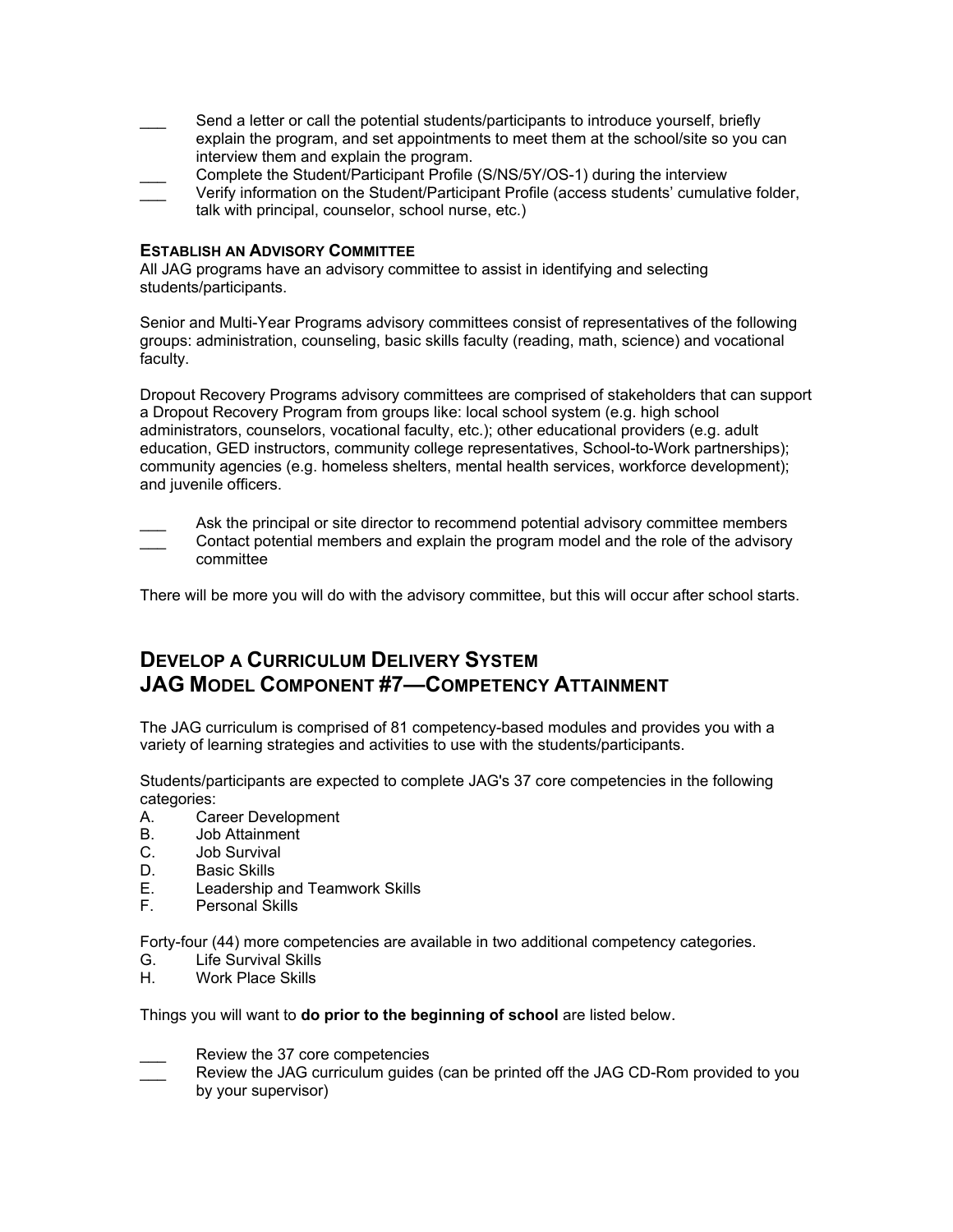___ Send a letter or call the potential students/participants to introduce yourself, briefly explain the program, and set appointments to meet them at the school/site so you can interview them and explain the program.

___ Complete the Student/Participant Profile (S/NS/5Y/OS-1) during the interview

___ Verify information on the Student/Participant Profile (access students' cumulative folder, talk with principal, counselor, school nurse, etc.)

**ESTABLISH AN ADVISORY COMMITTEE**

All JAG programs have an advisory committee to assist in identifying and selecting students/participants.

Senior and Multi-Year Programs advisory committees consist of representatives of the following groups: administration, counseling, basic skills faculty (reading, math, science) and vocational faculty.

Dropout Recovery Programs advisory committees are comprised of stakeholders that can support a Dropout Recovery Program from groups like: local school system (e.g. high school administrators, counselors, vocational faculty, etc.); other educational providers (e.g. adult education, GED instructors, community college representatives, School-to-Work partnerships); community agencies (e.g. homeless shelters, mental health services, workforce development); and juvenile officers.

___ Ask the principal or site director to recommend potential advisory committee members

___ Contact potential members and explain the program model and the role of the advisory committee

There will be more you will do with the advisory committee, but this will occur after school starts.

## DEVELOP A CURRICULUM DELIVERY SYSTEM
## JAG MODEL COMPONENT #7—COMPETENCY ATTAINMENT

The JAG curriculum is comprised of 81 competency-based modules and provides you with a variety of learning strategies and activities to use with the students/participants.

Students/participants are expected to complete JAG's 37 core competencies in the following categories:

A. Career Development
B. Job Attainment
C. Job Survival
D. Basic Skills
E. Leadership and Teamwork Skills
F. Personal Skills

Forty-four (44) more competencies are available in two additional competency categories.

G. Life Survival Skills
H. Work Place Skills

Things you will want to **do prior to the beginning of school** are listed below.

___ Review the 37 core competencies

___ Review the JAG curriculum guides (can be printed off the JAG CD-Rom provided to you by your supervisor)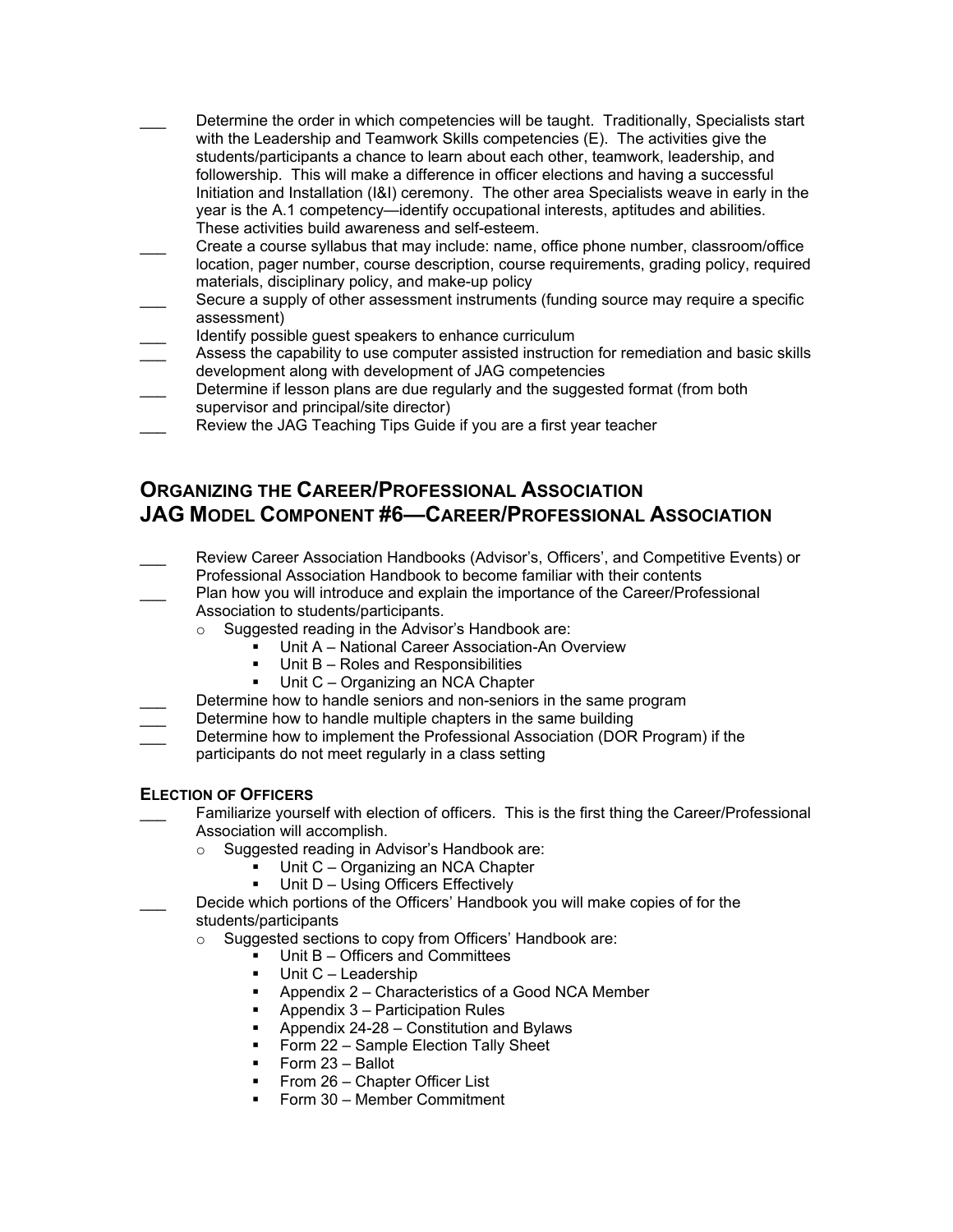___ Determine the order in which competencies will be taught. Traditionally, Specialists start with the Leadership and Teamwork Skills competencies (E). The activities give the students/participants a chance to learn about each other, teamwork, leadership, and followership. This will make a difference in officer elections and having a successful Initiation and Installation (I&I) ceremony. The other area Specialists weave in early in the year is the A.1 competency—identify occupational interests, aptitudes and abilities. These activities build awareness and self-esteem.

___ Create a course syllabus that may include: name, office phone number, classroom/office location, pager number, course description, course requirements, grading policy, required materials, disciplinary policy, and make-up policy

___ Secure a supply of other assessment instruments (funding source may require a specific assessment)

___ Identify possible guest speakers to enhance curriculum

___ Assess the capability to use computer assisted instruction for remediation and basic skills development along with development of JAG competencies

___ Determine if lesson plans are due regularly and the suggested format (from both supervisor and principal/site director)

___ Review the JAG Teaching Tips Guide if you are a first year teacher

## Organizing the Career/Professional Association
## JAG Model Component #6—Career/Professional Association

___ Review Career Association Handbooks (Advisor's, Officers', and Competitive Events) or Professional Association Handbook to become familiar with their contents

___ Plan how you will introduce and explain the importance of the Career/Professional Association to students/participants.

- Suggested reading in the Advisor's Handbook are:
  - Unit A – National Career Association-An Overview
  - Unit B – Roles and Responsibilities
  - Unit C – Organizing an NCA Chapter

___ Determine how to handle seniors and non-seniors in the same program

___ Determine how to handle multiple chapters in the same building

___ Determine how to implement the Professional Association (DOR Program) if the participants do not meet regularly in a class setting

### Election of Officers

___ Familiarize yourself with election of officers. This is the first thing the Career/Professional Association will accomplish.

- Suggested reading in Advisor's Handbook are:
  - Unit C – Organizing an NCA Chapter
  - Unit D – Using Officers Effectively

___ Decide which portions of the Officers' Handbook you will make copies of for the students/participants

- Suggested sections to copy from Officers' Handbook are:
  - Unit B – Officers and Committees
  - Unit C – Leadership
  - Appendix 2 – Characteristics of a Good NCA Member
  - Appendix 3 – Participation Rules
  - Appendix 24-28 – Constitution and Bylaws
  - Form 22 – Sample Election Tally Sheet
  - Form 23 – Ballot
  - From 26 – Chapter Officer List
  - Form 30 – Member Commitment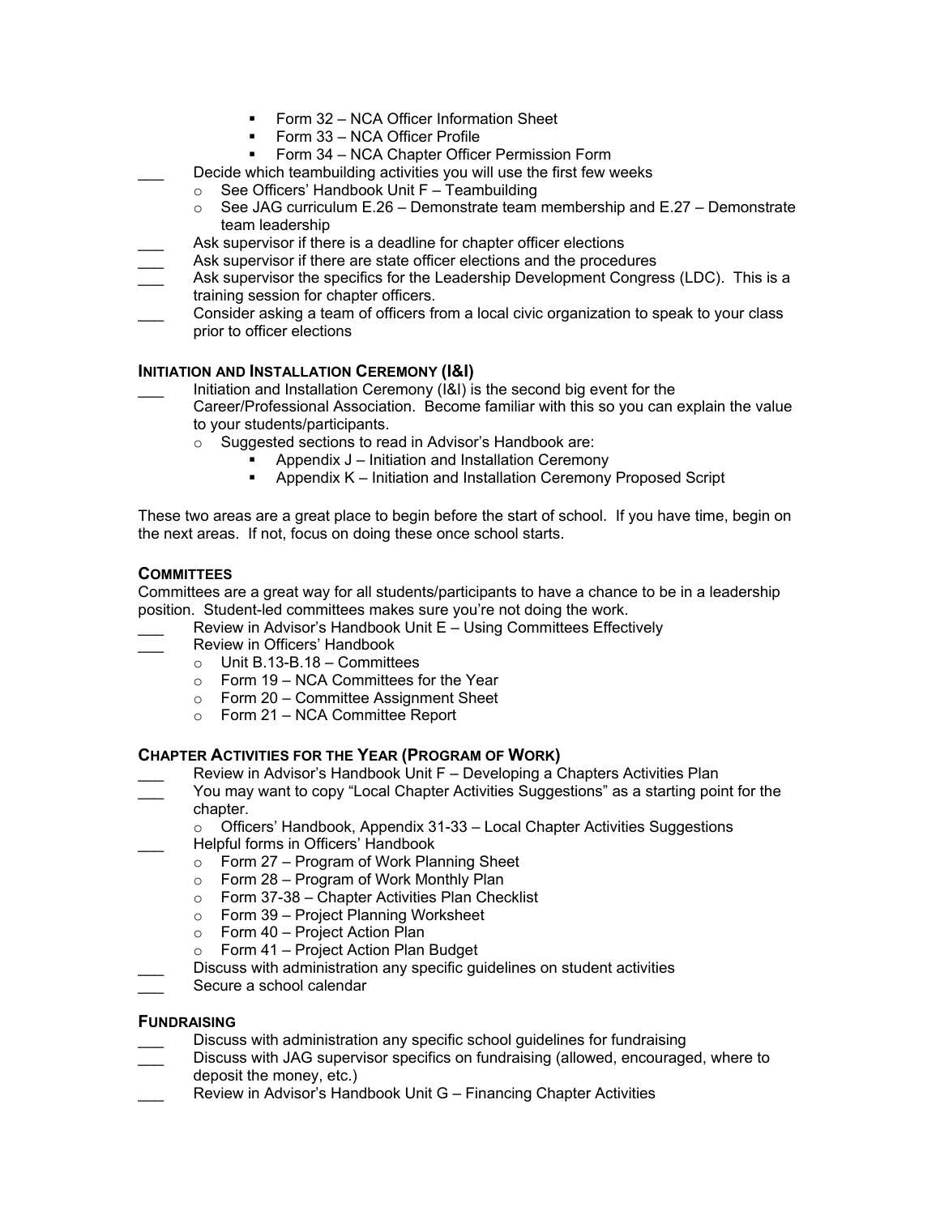- Form 32 – NCA Officer Information Sheet
- Form 33 – NCA Officer Profile
- Form 34 – NCA Chapter Officer Permission Form

___ Decide which teambuilding activities you will use the first few weeks
- See Officers' Handbook Unit F – Teambuilding
- See JAG curriculum E.26 – Demonstrate team membership and E.27 – Demonstrate team leadership

___ Ask supervisor if there is a deadline for chapter officer elections

___ Ask supervisor if there are state officer elections and the procedures

___ Ask supervisor the specifics for the Leadership Development Congress (LDC). This is a training session for chapter officers.

___ Consider asking a team of officers from a local civic organization to speak to your class prior to officer elections

### INITIATION AND INSTALLATION CEREMONY (I&I)

___ Initiation and Installation Ceremony (I&I) is the second big event for the Career/Professional Association. Become familiar with this so you can explain the value to your students/participants.
- Suggested sections to read in Advisor's Handbook are:
  - Appendix J – Initiation and Installation Ceremony
  - Appendix K – Initiation and Installation Ceremony Proposed Script

These two areas are a great place to begin before the start of school. If you have time, begin on the next areas. If not, focus on doing these once school starts.

### COMMITTEES

Committees are a great way for all students/participants to have a chance to be in a leadership position. Student-led committees makes sure you're not doing the work.

___ Review in Advisor's Handbook Unit E – Using Committees Effectively

___ Review in Officers' Handbook
- Unit B.13-B.18 – Committees
- Form 19 – NCA Committees for the Year
- Form 20 – Committee Assignment Sheet
- Form 21 – NCA Committee Report

### CHAPTER ACTIVITIES FOR THE YEAR (PROGRAM OF WORK)

___ Review in Advisor's Handbook Unit F – Developing a Chapters Activities Plan

___ You may want to copy "Local Chapter Activities Suggestions" as a starting point for the chapter.
- Officers' Handbook, Appendix 31-33 – Local Chapter Activities Suggestions

___ Helpful forms in Officers' Handbook
- Form 27 – Program of Work Planning Sheet
- Form 28 – Program of Work Monthly Plan
- Form 37-38 – Chapter Activities Plan Checklist
- Form 39 – Project Planning Worksheet
- Form 40 – Project Action Plan
- Form 41 – Project Action Plan Budget

___ Discuss with administration any specific guidelines on student activities

___ Secure a school calendar

### FUNDRAISING

___ Discuss with administration any specific school guidelines for fundraising

___ Discuss with JAG supervisor specifics on fundraising (allowed, encouraged, where to deposit the money, etc.)

___ Review in Advisor's Handbook Unit G – Financing Chapter Activities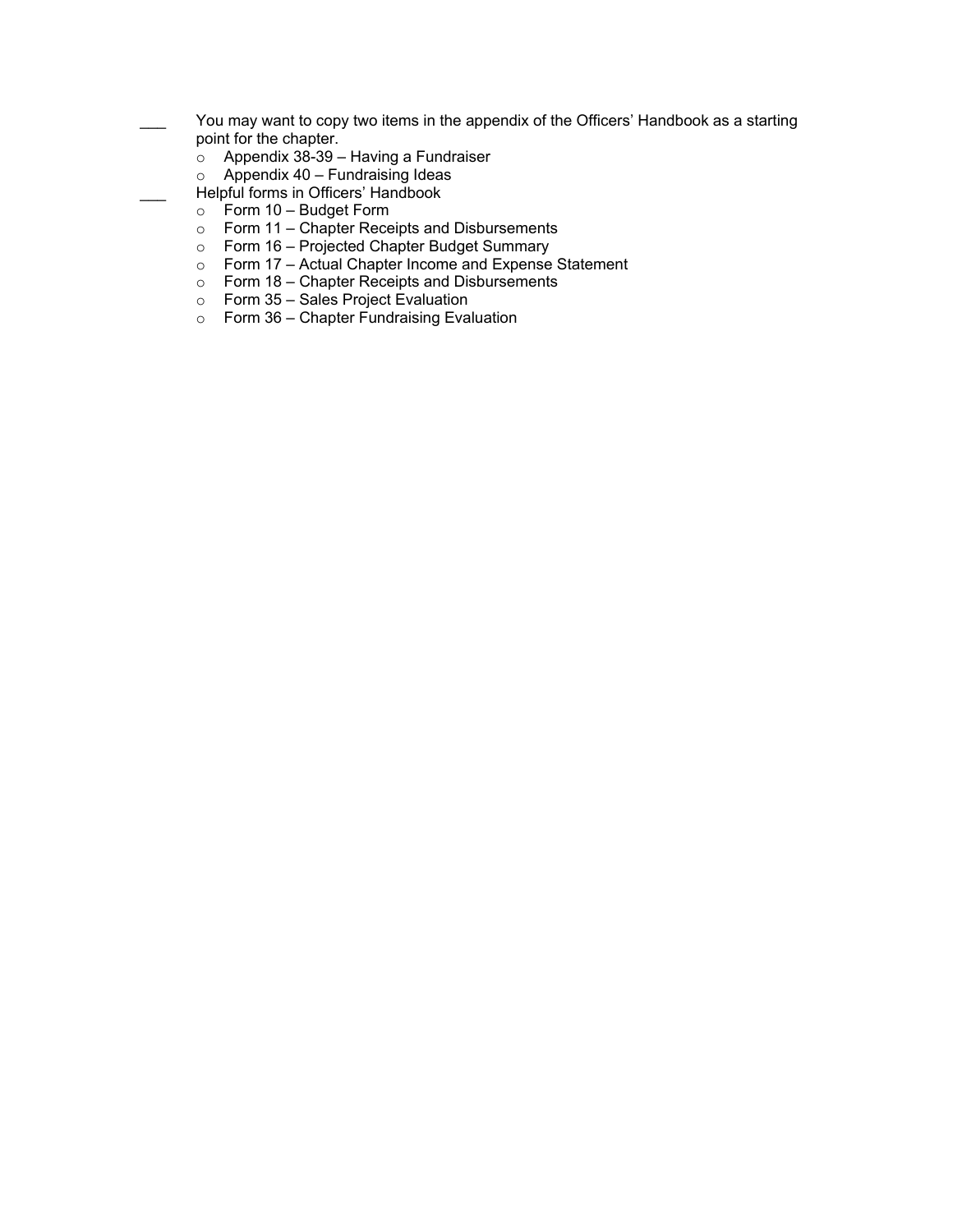___ You may want to copy two items in the appendix of the Officers' Handbook as a starting point for the chapter.

- Appendix 38-39 – Having a Fundraiser
- Appendix 40 – Fundraising Ideas

___ Helpful forms in Officers' Handbook

- Form 10 – Budget Form
- Form 11 – Chapter Receipts and Disbursements
- Form 16 – Projected Chapter Budget Summary
- Form 17 – Actual Chapter Income and Expense Statement
- Form 18 – Chapter Receipts and Disbursements
- Form 35 – Sales Project Evaluation
- Form 36 – Chapter Fundraising Evaluation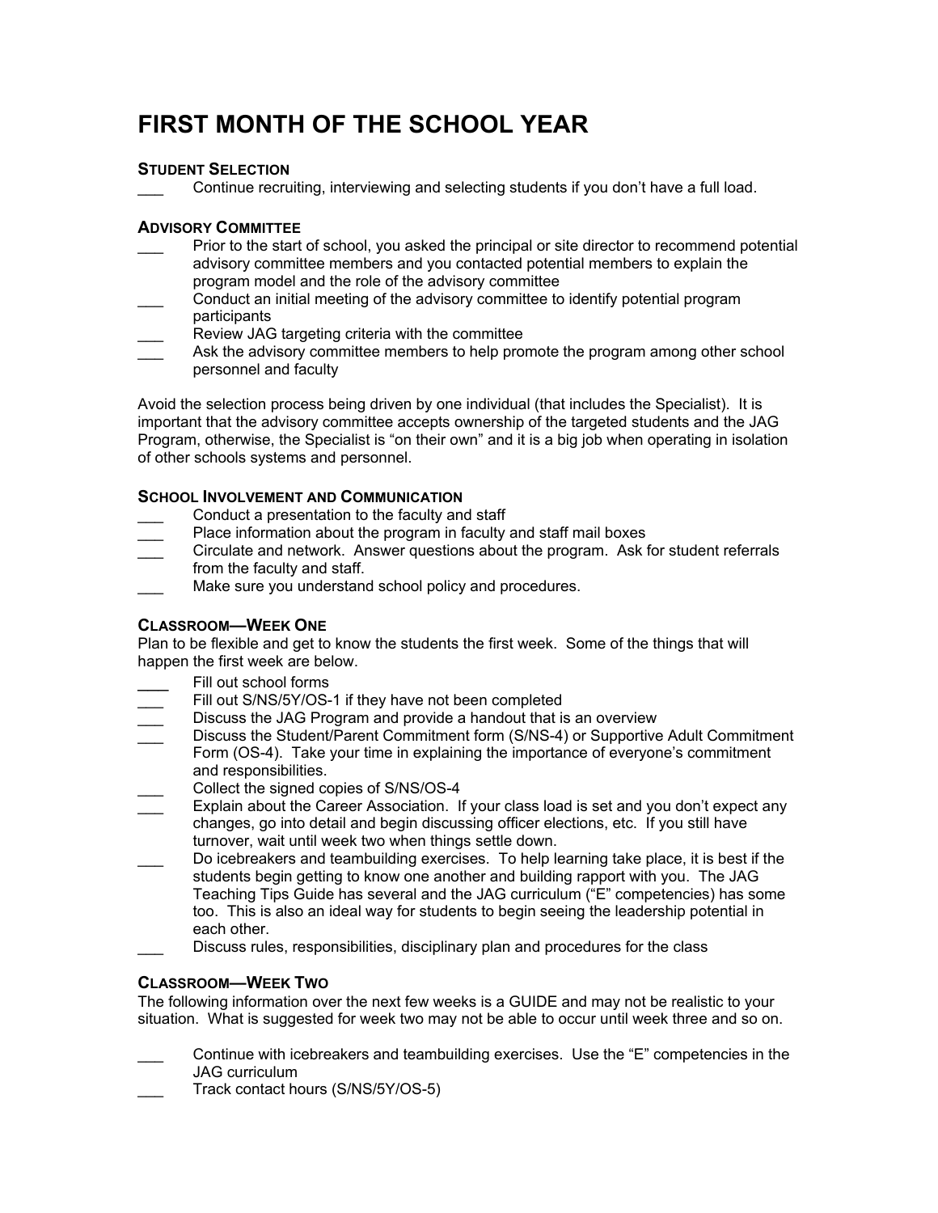# FIRST MONTH OF THE SCHOOL YEAR

## STUDENT SELECTION

___ Continue recruiting, interviewing and selecting students if you don't have a full load.

## ADVISORY COMMITTEE

___ Prior to the start of school, you asked the principal or site director to recommend potential advisory committee members and you contacted potential members to explain the program model and the role of the advisory committee

___ Conduct an initial meeting of the advisory committee to identify potential program participants

___ Review JAG targeting criteria with the committee

___ Ask the advisory committee members to help promote the program among other school personnel and faculty

Avoid the selection process being driven by one individual (that includes the Specialist). It is important that the advisory committee accepts ownership of the targeted students and the JAG Program, otherwise, the Specialist is "on their own" and it is a big job when operating in isolation of other schools systems and personnel.

## SCHOOL INVOLVEMENT AND COMMUNICATION

___ Conduct a presentation to the faculty and staff

___ Place information about the program in faculty and staff mail boxes

___ Circulate and network. Answer questions about the program. Ask for student referrals from the faculty and staff.

___ Make sure you understand school policy and procedures.

## CLASSROOM—WEEK ONE

Plan to be flexible and get to know the students the first week. Some of the things that will happen the first week are below.

____ Fill out school forms

___ Fill out S/NS/5Y/OS-1 if they have not been completed

___ Discuss the JAG Program and provide a handout that is an overview

___ Discuss the Student/Parent Commitment form (S/NS-4) or Supportive Adult Commitment Form (OS-4). Take your time in explaining the importance of everyone's commitment and responsibilities.

___ Collect the signed copies of S/NS/OS-4

___ Explain about the Career Association. If your class load is set and you don't expect any changes, go into detail and begin discussing officer elections, etc. If you still have turnover, wait until week two when things settle down.

___ Do icebreakers and teambuilding exercises. To help learning take place, it is best if the students begin getting to know one another and building rapport with you. The JAG Teaching Tips Guide has several and the JAG curriculum ("E" competencies) has some too. This is also an ideal way for students to begin seeing the leadership potential in each other.

___ Discuss rules, responsibilities, disciplinary plan and procedures for the class

## CLASSROOM—WEEK TWO

The following information over the next few weeks is a GUIDE and may not be realistic to your situation. What is suggested for week two may not be able to occur until week three and so on.

___ Continue with icebreakers and teambuilding exercises. Use the "E" competencies in the JAG curriculum

___ Track contact hours (S/NS/5Y/OS-5)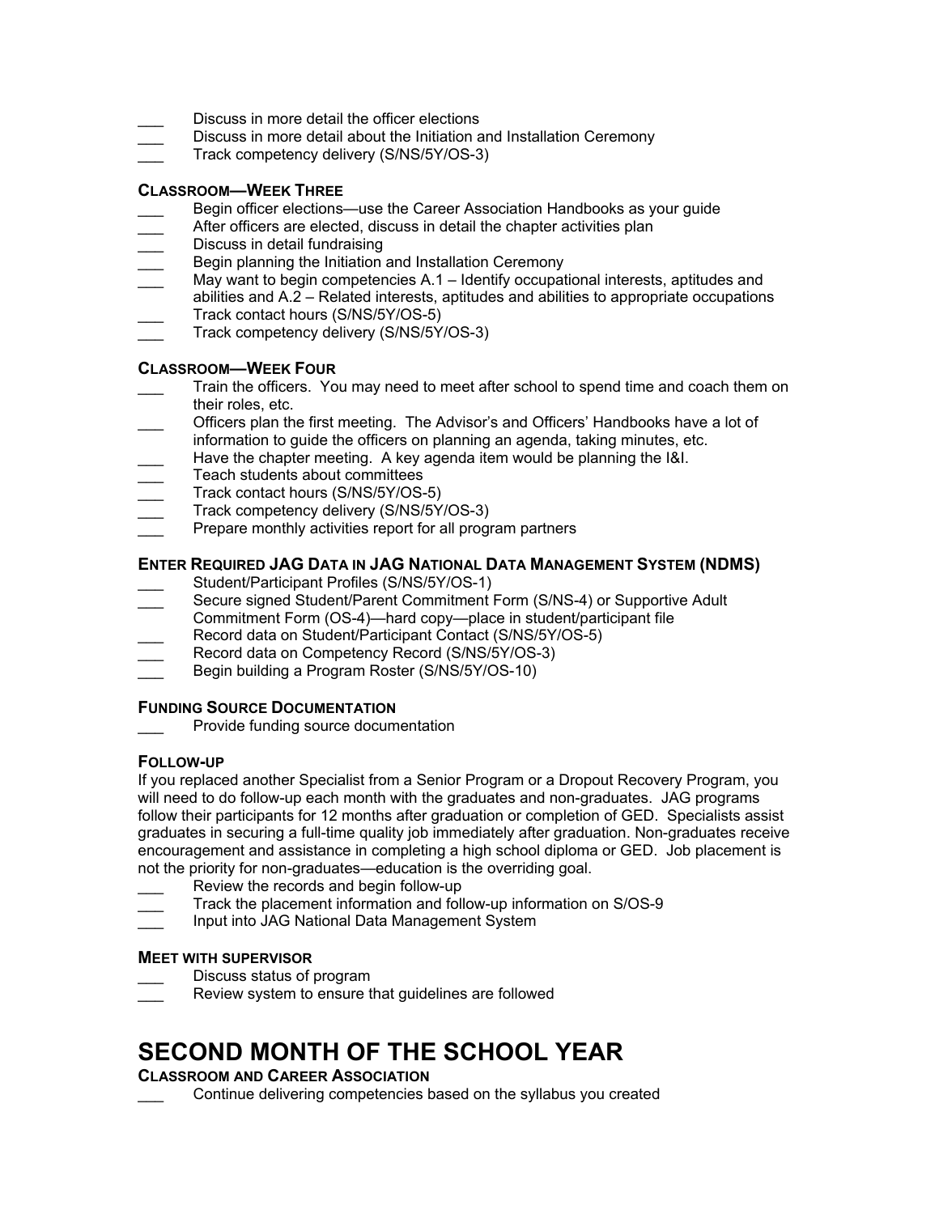- ___ Discuss in more detail the officer elections
- ___ Discuss in more detail about the Initiation and Installation Ceremony
- ___ Track competency delivery (S/NS/5Y/OS-3)

### CLASSROOM—WEEK THREE

- ___ Begin officer elections—use the Career Association Handbooks as your guide
- ___ After officers are elected, discuss in detail the chapter activities plan
- ___ Discuss in detail fundraising
- ___ Begin planning the Initiation and Installation Ceremony
- ___ May want to begin competencies A.1 – Identify occupational interests, aptitudes and abilities and A.2 – Related interests, aptitudes and abilities to appropriate occupations
- ___ Track contact hours (S/NS/5Y/OS-5)
- ___ Track competency delivery (S/NS/5Y/OS-3)

### CLASSROOM—WEEK FOUR

- ___ Train the officers. You may need to meet after school to spend time and coach them on their roles, etc.
- ___ Officers plan the first meeting. The Advisor's and Officers' Handbooks have a lot of information to guide the officers on planning an agenda, taking minutes, etc.
- ___ Have the chapter meeting. A key agenda item would be planning the I&I.
- ___ Teach students about committees
- ___ Track contact hours (S/NS/5Y/OS-5)
- ___ Track competency delivery (S/NS/5Y/OS-3)
- ___ Prepare monthly activities report for all program partners

### ENTER REQUIRED JAG DATA IN JAG NATIONAL DATA MANAGEMENT SYSTEM (NDMS)

- ___ Student/Participant Profiles (S/NS/5Y/OS-1)
- ___ Secure signed Student/Parent Commitment Form (S/NS-4) or Supportive Adult Commitment Form (OS-4)—hard copy—place in student/participant file
- ___ Record data on Student/Participant Contact (S/NS/5Y/OS-5)
- ___ Record data on Competency Record (S/NS/5Y/OS-3)
- ___ Begin building a Program Roster (S/NS/5Y/OS-10)

### FUNDING SOURCE DOCUMENTATION

- ___ Provide funding source documentation

### FOLLOW-UP

If you replaced another Specialist from a Senior Program or a Dropout Recovery Program, you will need to do follow-up each month with the graduates and non-graduates. JAG programs follow their participants for 12 months after graduation or completion of GED. Specialists assist graduates in securing a full-time quality job immediately after graduation. Non-graduates receive encouragement and assistance in completing a high school diploma or GED. Job placement is not the priority for non-graduates—education is the overriding goal.

- ___ Review the records and begin follow-up
- ___ Track the placement information and follow-up information on S/OS-9
- ___ Input into JAG National Data Management System

### MEET WITH SUPERVISOR

- ___ Discuss status of program
- ___ Review system to ensure that guidelines are followed

# SECOND MONTH OF THE SCHOOL YEAR

### CLASSROOM AND CAREER ASSOCIATION

- ___ Continue delivering competencies based on the syllabus you created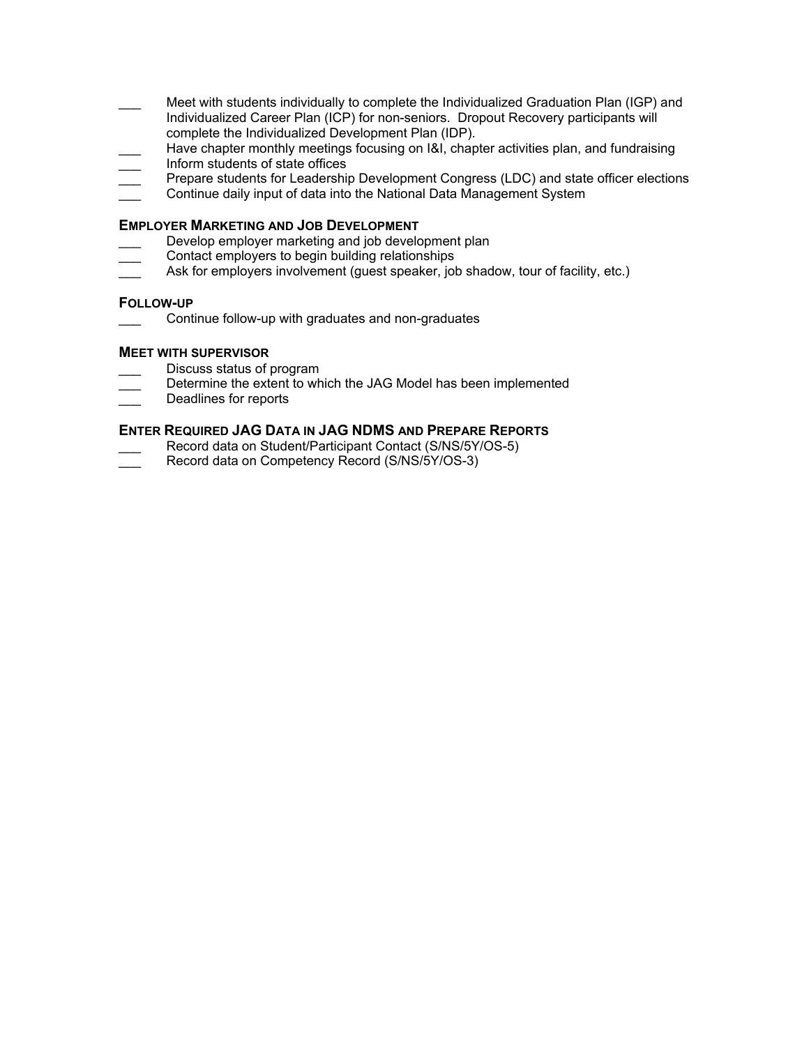___ Meet with students individually to complete the Individualized Graduation Plan (IGP) and Individualized Career Plan (ICP) for non-seniors. Dropout Recovery participants will complete the Individualized Development Plan (IDP).
___ Have chapter monthly meetings focusing on I&I, chapter activities plan, and fundraising
___ Inform students of state offices
___ Prepare students for Leadership Development Congress (LDC) and state officer elections
___ Continue daily input of data into the National Data Management System

**EMPLOYER MARKETING AND JOB DEVELOPMENT**

___ Develop employer marketing and job development plan
___ Contact employers to begin building relationships
___ Ask for employers involvement (guest speaker, job shadow, tour of facility, etc.)

**FOLLOW-UP**

___ Continue follow-up with graduates and non-graduates

**MEET WITH SUPERVISOR**

___ Discuss status of program
___ Determine the extent to which the JAG Model has been implemented
___ Deadlines for reports

**ENTER REQUIRED JAG DATA IN JAG NDMS AND PREPARE REPORTS**

___ Record data on Student/Participant Contact (S/NS/5Y/OS-5)
___ Record data on Competency Record (S/NS/5Y/OS-3)